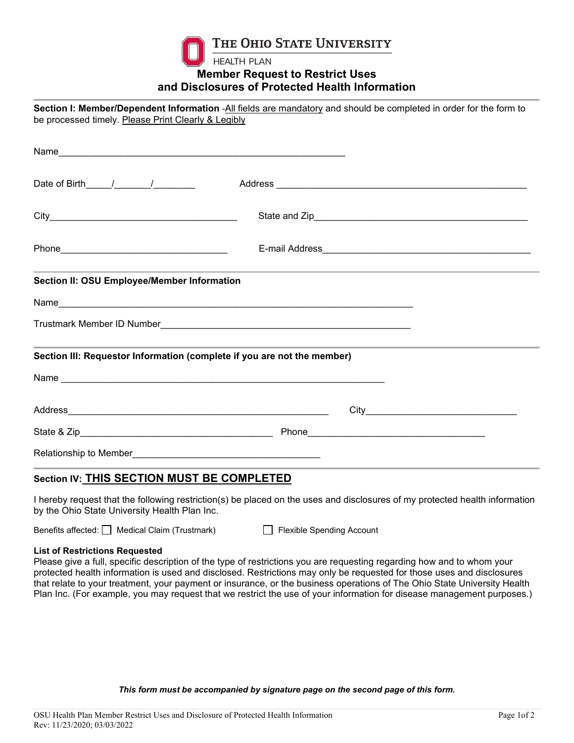THE OHIO STATE UNIVERSITY

HEALTH PLAN

# Member Request to Restrict Uses and Disclosures of Protected Health Information

**Section I: Member/Dependent Information** -All fields are mandatory and should be completed in order for the form to be processed timely. Please Print Clearly & Legibly

Name_______________________________________________________

Date of Birth_____/_______/________ Address _________________________________________________

City___________________________________ State and Zip_________________________________________

Phone_______________________________ E-mail Address________________________________________

**Section II: OSU Employee/Member Information**

Name_____________________________________________________________________

Trustmark Member ID Number_________________________________________________

**Section III: Requestor Information (complete if you are not the member)**

Name ______________________________________________________________

Address___________________________________________________ City_____________________________

State & Zip_____________________________________ Phone__________________________________

Relationship to Member____________________________________

## Section IV: THIS SECTION MUST BE COMPLETED

I hereby request that the following restriction(s) be placed on the uses and disclosures of my protected health information by the Ohio State University Health Plan Inc.

Benefits affected: ☐ Medical Claim (Trustmark) ☐ Flexible Spending Account

**List of Restrictions Requested**

Please give a full, specific description of the type of restrictions you are requesting regarding how and to whom your protected health information is used and disclosed. Restrictions may only be requested for those uses and disclosures that relate to your treatment, your payment or insurance, or the business operations of The Ohio State University Health Plan Inc. (For example, you may request that we restrict the use of your information for disease management purposes.)

***This form must be accompanied by signature page on the second page of this form.***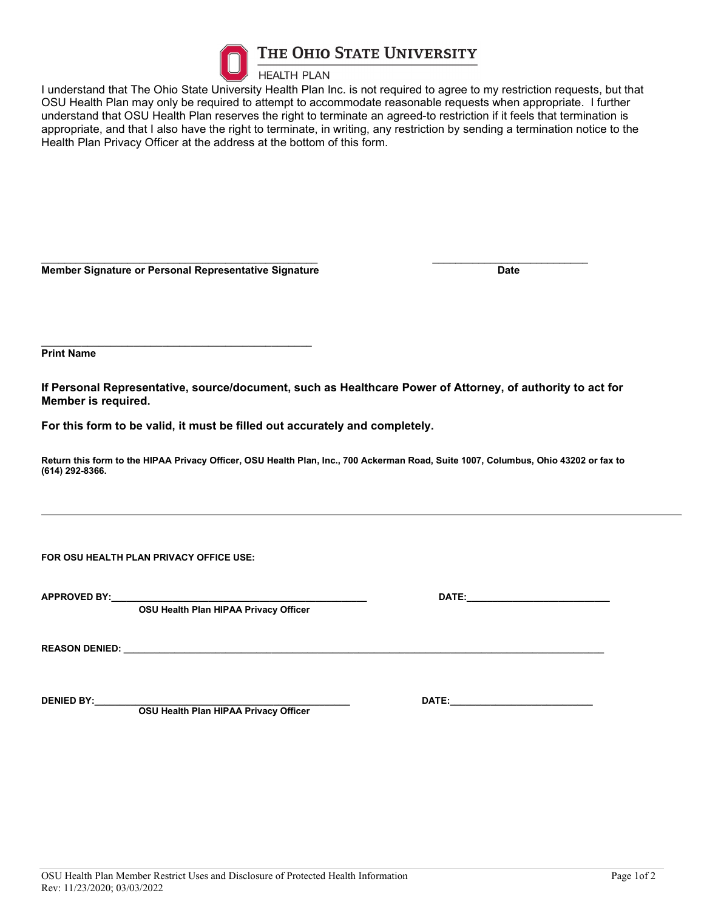THE OHIO STATE UNIVERSITY

HEALTH PLAN

I understand that The Ohio State University Health Plan Inc. is not required to agree to my restriction requests, but that OSU Health Plan may only be required to attempt to accommodate reasonable requests when appropriate. I further understand that OSU Health Plan reserves the right to terminate an agreed-to restriction if it feels that termination is appropriate, and that I also have the right to terminate, in writing, any restriction by sending a termination notice to the Health Plan Privacy Officer at the address at the bottom of this form.

_______________________________________________ ____________________________

**Member Signature or Personal Representative Signature** **Date**

_______________________________________________

**Print Name**

**If Personal Representative, source/document, such as Healthcare Power of Attorney, of authority to act for Member is required.**

**For this form to be valid, it must be filled out accurately and completely.**

**Return this form to the HIPAA Privacy Officer, OSU Health Plan, Inc., 700 Ackerman Road, Suite 1007, Columbus, Ohio 43202 or fax to (614) 292-8366.**

---

**FOR OSU HEALTH PLAN PRIVACY OFFICE USE:**

**APPROVED BY:**_______________________________________________ **DATE:**____________________________

**OSU Health Plan HIPAA Privacy Officer**

**REASON DENIED:** _____________________________________________________________________________________

**DENIED BY:**_______________________________________________ **DATE:**____________________________

**OSU Health Plan HIPAA Privacy Officer**

OSU Health Plan Member Restrict Uses and Disclosure of Protected Health Information

Rev: 11/23/2020; 03/03/2022